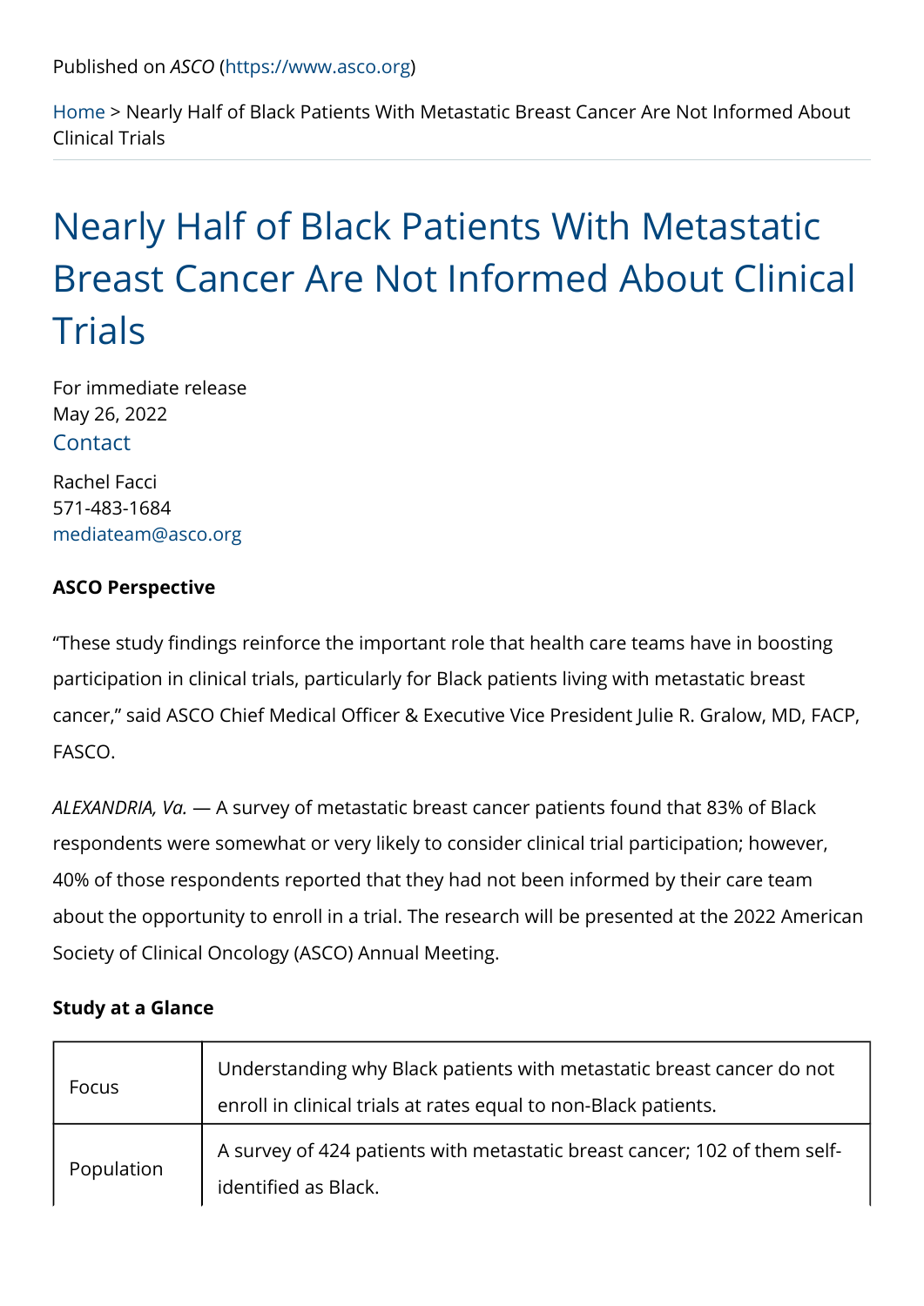Published on *ASCO* (https://www.asco.org)

Home > Nearly Half of Black Patients With Metastatic Breast Cancer Are Not Informed About Clinical Trials

# Nearly Half of Black Patients With Metastatic Breast Cancer Are Not Informed About Clinical Trials

For immediate release
May 26, 2022

Contact

Rachel Facci
571-483-1684
mediateam@asco.org

**ASCO Perspective**

"These study findings reinforce the important role that health care teams have in boosting participation in clinical trials, particularly for Black patients living with metastatic breast cancer," said ASCO Chief Medical Officer & Executive Vice President Julie R. Gralow, MD, FACP, FASCO.

*ALEXANDRIA, Va.* — A survey of metastatic breast cancer patients found that 83% of Black respondents were somewhat or very likely to consider clinical trial participation; however, 40% of those respondents reported that they had not been informed by their care team about the opportunity to enroll in a trial. The research will be presented at the 2022 American Society of Clinical Oncology (ASCO) Annual Meeting.

**Study at a Glance**

| | |
|---|---|
| Focus | Understanding why Black patients with metastatic breast cancer do not enroll in clinical trials at rates equal to non-Black patients. |
| Population | A survey of 424 patients with metastatic breast cancer; 102 of them self-identified as Black. |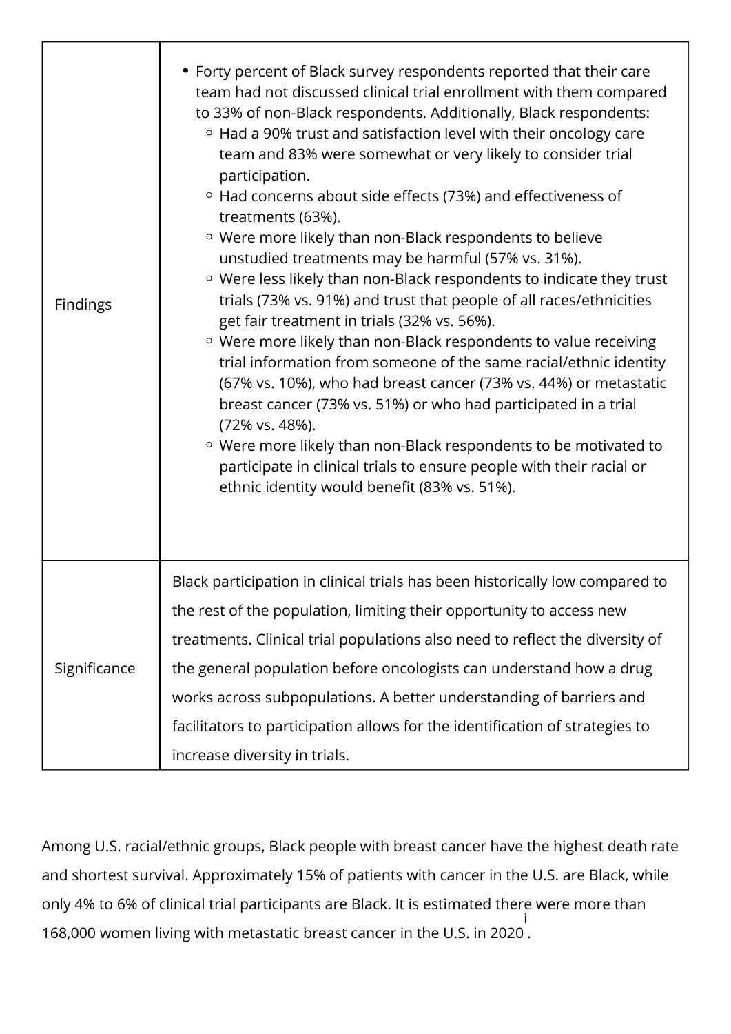| | |
|---|---|
| Findings | • Forty percent of Black survey respondents reported that their care team had not discussed clinical trial enrollment with them compared to 33% of non-Black respondents. Additionally, Black respondents:<br>◦ Had a 90% trust and satisfaction level with their oncology care team and 83% were somewhat or very likely to consider trial participation.<br>◦ Had concerns about side effects (73%) and effectiveness of treatments (63%).<br>◦ Were more likely than non-Black respondents to believe unstudied treatments may be harmful (57% vs. 31%).<br>◦ Were less likely than non-Black respondents to indicate they trust trials (73% vs. 91%) and trust that people of all races/ethnicities get fair treatment in trials (32% vs. 56%).<br>◦ Were more likely than non-Black respondents to value receiving trial information from someone of the same racial/ethnic identity (67% vs. 10%), who had breast cancer (73% vs. 44%) or metastatic breast cancer (73% vs. 51%) or who had participated in a trial (72% vs. 48%).<br>◦ Were more likely than non-Black respondents to be motivated to participate in clinical trials to ensure people with their racial or ethnic identity would benefit (83% vs. 51%). |
| Significance | Black participation in clinical trials has been historically low compared to the rest of the population, limiting their opportunity to access new treatments. Clinical trial populations also need to reflect the diversity of the general population before oncologists can understand how a drug works across subpopulations. A better understanding of barriers and facilitators to participation allows for the identification of strategies to increase diversity in trials. |

Among U.S. racial/ethnic groups, Black people with breast cancer have the highest death rate and shortest survival. Approximately 15% of patients with cancer in the U.S. are Black, while only 4% to 6% of clinical trial participants are Black. It is estimated there were more than 168,000 women living with metastatic breast cancer in the U.S. in 2020[i].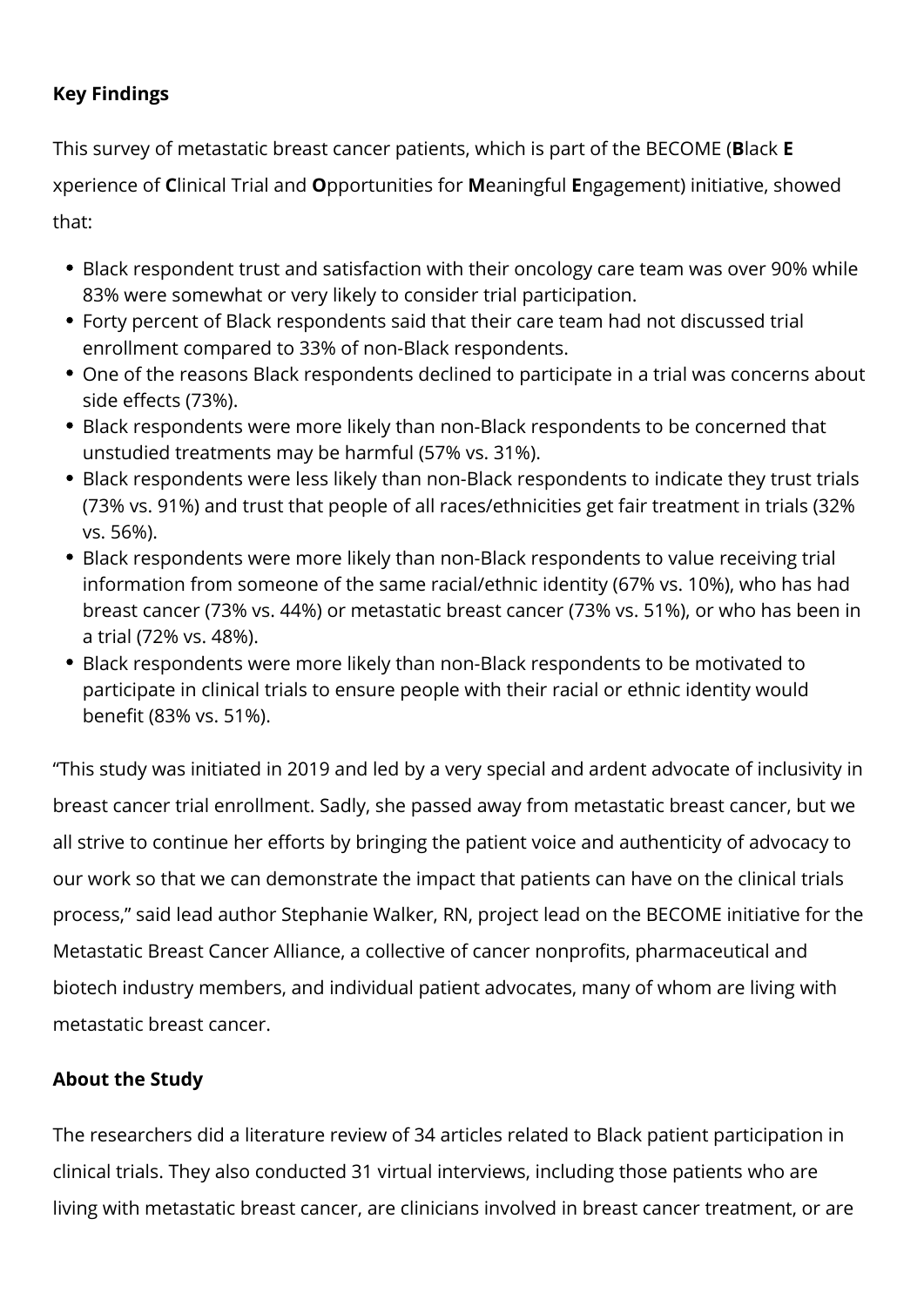**Key Findings**

This survey of metastatic breast cancer patients, which is part of the BECOME (**B**lack **E** xperience of **C**linical Trial and **O**pportunities for **M**eaningful **E**ngagement) initiative, showed that:

- Black respondent trust and satisfaction with their oncology care team was over 90% while 83% were somewhat or very likely to consider trial participation.
- Forty percent of Black respondents said that their care team had not discussed trial enrollment compared to 33% of non-Black respondents.
- One of the reasons Black respondents declined to participate in a trial was concerns about side effects (73%).
- Black respondents were more likely than non-Black respondents to be concerned that unstudied treatments may be harmful (57% vs. 31%).
- Black respondents were less likely than non-Black respondents to indicate they trust trials (73% vs. 91%) and trust that people of all races/ethnicities get fair treatment in trials (32% vs. 56%).
- Black respondents were more likely than non-Black respondents to value receiving trial information from someone of the same racial/ethnic identity (67% vs. 10%), who has had breast cancer (73% vs. 44%) or metastatic breast cancer (73% vs. 51%), or who has been in a trial (72% vs. 48%).
- Black respondents were more likely than non-Black respondents to be motivated to participate in clinical trials to ensure people with their racial or ethnic identity would benefit (83% vs. 51%).

"This study was initiated in 2019 and led by a very special and ardent advocate of inclusivity in breast cancer trial enrollment. Sadly, she passed away from metastatic breast cancer, but we all strive to continue her efforts by bringing the patient voice and authenticity of advocacy to our work so that we can demonstrate the impact that patients can have on the clinical trials process," said lead author Stephanie Walker, RN, project lead on the BECOME initiative for the Metastatic Breast Cancer Alliance, a collective of cancer nonprofits, pharmaceutical and biotech industry members, and individual patient advocates, many of whom are living with metastatic breast cancer.

**About the Study**

The researchers did a literature review of 34 articles related to Black patient participation in clinical trials. They also conducted 31 virtual interviews, including those patients who are living with metastatic breast cancer, are clinicians involved in breast cancer treatment, or are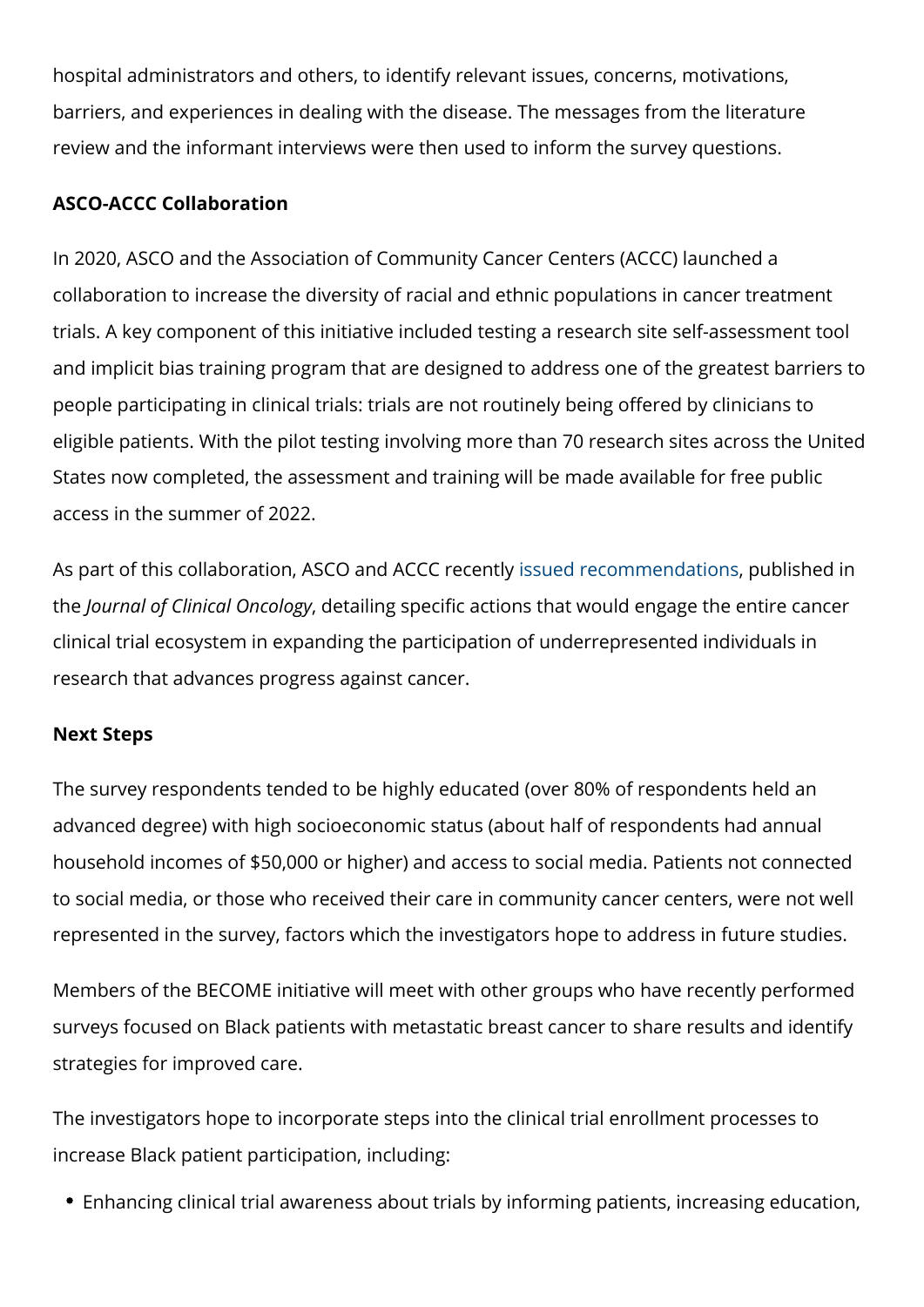hospital administrators and others, to identify relevant issues, concerns, motivations, barriers, and experiences in dealing with the disease. The messages from the literature review and the informant interviews were then used to inform the survey questions.

**ASCO-ACCC Collaboration**

In 2020, ASCO and the Association of Community Cancer Centers (ACCC) launched a collaboration to increase the diversity of racial and ethnic populations in cancer treatment trials. A key component of this initiative included testing a research site self-assessment tool and implicit bias training program that are designed to address one of the greatest barriers to people participating in clinical trials: trials are not routinely being offered by clinicians to eligible patients. With the pilot testing involving more than 70 research sites across the United States now completed, the assessment and training will be made available for free public access in the summer of 2022.

As part of this collaboration, ASCO and ACCC recently issued recommendations, published in the *Journal of Clinical Oncology*, detailing specific actions that would engage the entire cancer clinical trial ecosystem in expanding the participation of underrepresented individuals in research that advances progress against cancer.

**Next Steps**

The survey respondents tended to be highly educated (over 80% of respondents held an advanced degree) with high socioeconomic status (about half of respondents had annual household incomes of $50,000 or higher) and access to social media. Patients not connected to social media, or those who received their care in community cancer centers, were not well represented in the survey, factors which the investigators hope to address in future studies.

Members of the BECOME initiative will meet with other groups who have recently performed surveys focused on Black patients with metastatic breast cancer to share results and identify strategies for improved care.

The investigators hope to incorporate steps into the clinical trial enrollment processes to increase Black patient participation, including:

- Enhancing clinical trial awareness about trials by informing patients, increasing education,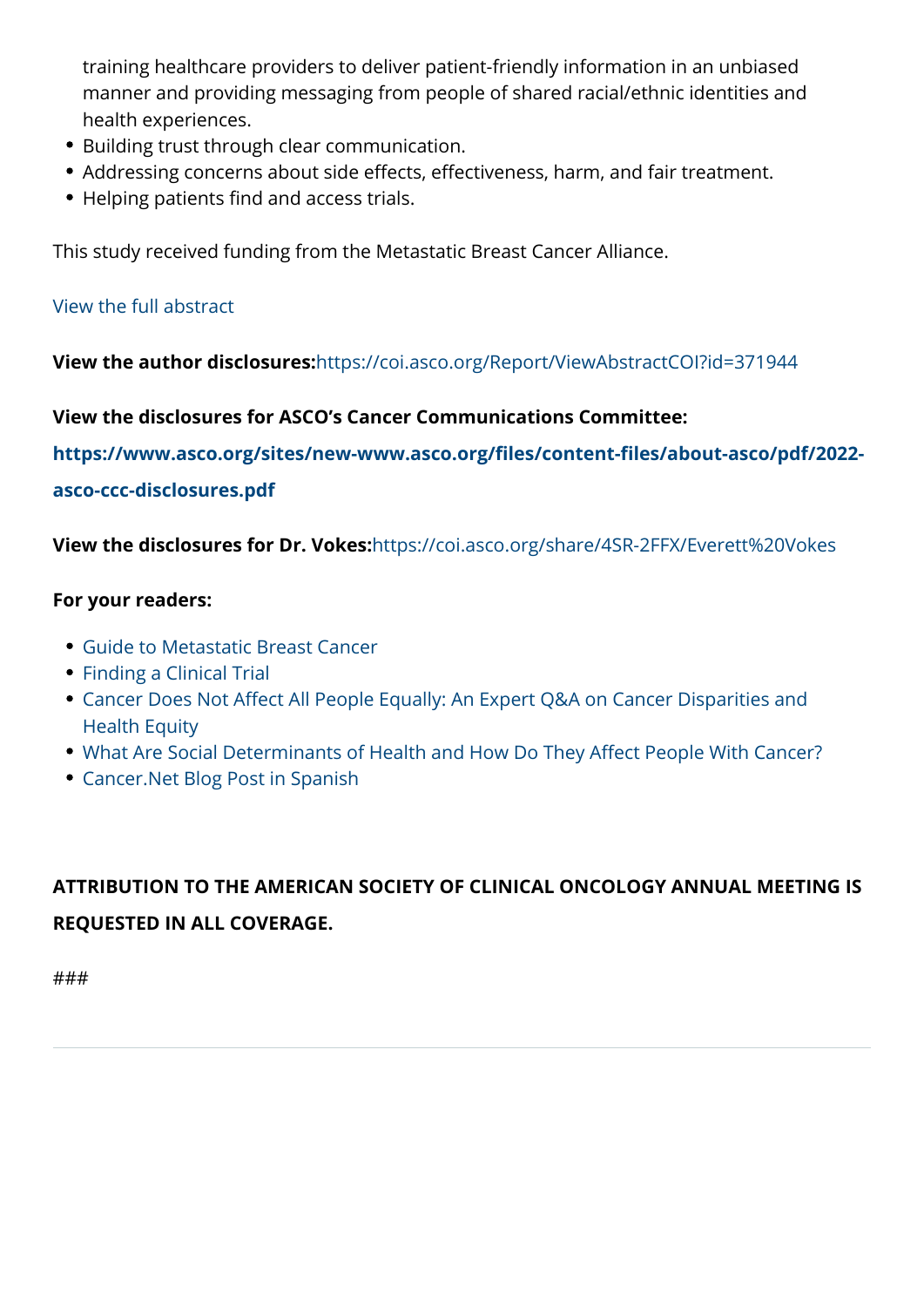training healthcare providers to deliver patient-friendly information in an unbiased manner and providing messaging from people of shared racial/ethnic identities and health experiences.
- Building trust through clear communication.
- Addressing concerns about side effects, effectiveness, harm, and fair treatment.
- Helping patients find and access trials.

This study received funding from the Metastatic Breast Cancer Alliance.

View the full abstract

**View the author disclosures:** https://coi.asco.org/Report/ViewAbstractCOI?id=371944

**View the disclosures for ASCO's Cancer Communications Committee:**

**https://www.asco.org/sites/new-www.asco.org/files/content-files/about-asco/pdf/2022-asco-ccc-disclosures.pdf**

**View the disclosures for Dr. Vokes:** https://coi.asco.org/share/4SR-2FFX/Everett%20Vokes

**For your readers:**

- Guide to Metastatic Breast Cancer
- Finding a Clinical Trial
- Cancer Does Not Affect All People Equally: An Expert Q&A on Cancer Disparities and Health Equity
- What Are Social Determinants of Health and How Do They Affect People With Cancer?
- Cancer.Net Blog Post in Spanish

**ATTRIBUTION TO THE AMERICAN SOCIETY OF CLINICAL ONCOLOGY ANNUAL MEETING IS REQUESTED IN ALL COVERAGE.**

###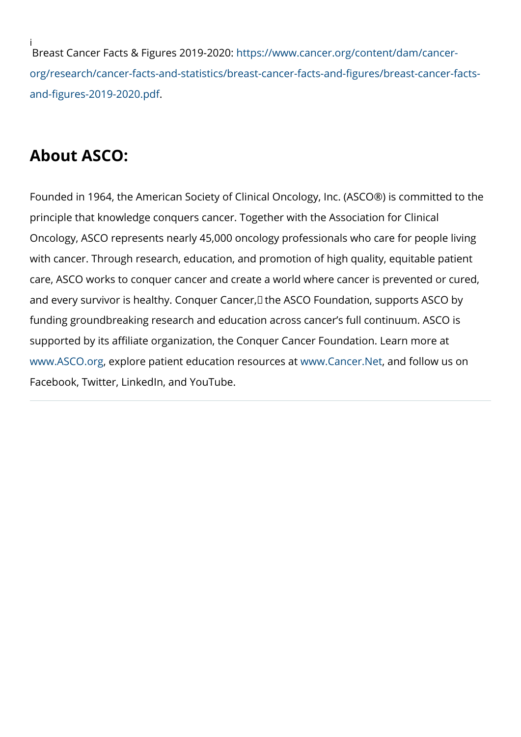[i] Breast Cancer Facts & Figures 2019-2020: https://www.cancer.org/content/dam/cancer-org/research/cancer-facts-and-statistics/breast-cancer-facts-and-figures/breast-cancer-facts-and-figures-2019-2020.pdf.

## About ASCO:

Founded in 1964, the American Society of Clinical Oncology, Inc. (ASCO®) is committed to the principle that knowledge conquers cancer. Together with the Association for Clinical Oncology, ASCO represents nearly 45,000 oncology professionals who care for people living with cancer. Through research, education, and promotion of high quality, equitable patient care, ASCO works to conquer cancer and create a world where cancer is prevented or cured, and every survivor is healthy. Conquer Cancer, the ASCO Foundation, supports ASCO by funding groundbreaking research and education across cancer's full continuum. ASCO is supported by its affiliate organization, the Conquer Cancer Foundation. Learn more at www.ASCO.org, explore patient education resources at www.Cancer.Net, and follow us on Facebook, Twitter, LinkedIn, and YouTube.

---